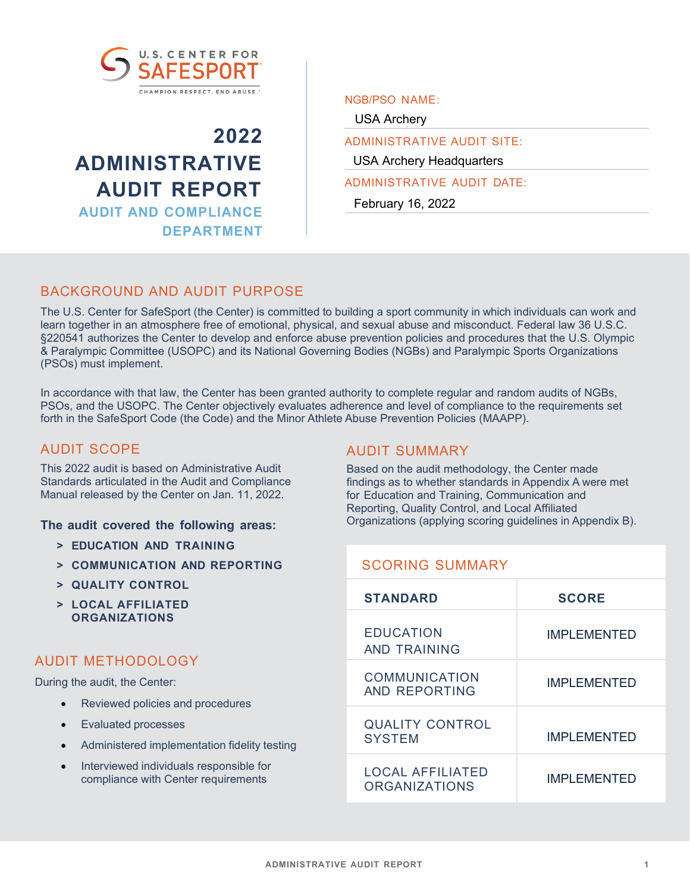U.S. CENTER FOR SAFESPORT

CHAMPION RESPECT. END ABUSE.

# 2022 ADMINISTRATIVE AUDIT REPORT

## AUDIT AND COMPLIANCE DEPARTMENT

NGB/PSO NAME:
USA Archery

ADMINISTRATIVE AUDIT SITE:
USA Archery Headquarters

ADMINISTRATIVE AUDIT DATE:
February 16, 2022

## BACKGROUND AND AUDIT PURPOSE

The U.S. Center for SafeSport (the Center) is committed to building a sport community in which individuals can work and learn together in an atmosphere free of emotional, physical, and sexual abuse and misconduct. Federal law 36 U.S.C. §220541 authorizes the Center to develop and enforce abuse prevention policies and procedures that the U.S. Olympic & Paralympic Committee (USOPC) and its National Governing Bodies (NGBs) and Paralympic Sports Organizations (PSOs) must implement.

In accordance with that law, the Center has been granted authority to complete regular and random audits of NGBs, PSOs, and the USOPC. The Center objectively evaluates adherence and level of compliance to the requirements set forth in the SafeSport Code (the Code) and the Minor Athlete Abuse Prevention Policies (MAAPP).

## AUDIT SCOPE

This 2022 audit is based on Administrative Audit Standards articulated in the Audit and Compliance Manual released by the Center on Jan. 11, 2022.

**The audit covered the following areas:**

> **EDUCATION AND TRAINING**
> **COMMUNICATION AND REPORTING**
> **QUALITY CONTROL**
> **LOCAL AFFILIATED ORGANIZATIONS**

## AUDIT METHODOLOGY

During the audit, the Center:

- Reviewed policies and procedures
- Evaluated processes
- Administered implementation fidelity testing
- Interviewed individuals responsible for compliance with Center requirements

## AUDIT SUMMARY

Based on the audit methodology, the Center made findings as to whether standards in Appendix A were met for Education and Training, Communication and Reporting, Quality Control, and Local Affiliated Organizations (applying scoring guidelines in Appendix B).

### SCORING SUMMARY

| STANDARD | SCORE |
|---|---|
| EDUCATION AND TRAINING | IMPLEMENTED |
| COMMUNICATION AND REPORTING | IMPLEMENTED |
| QUALITY CONTROL SYSTEM | IMPLEMENTED |
| LOCAL AFFILIATED ORGANIZATIONS | IMPLEMENTED |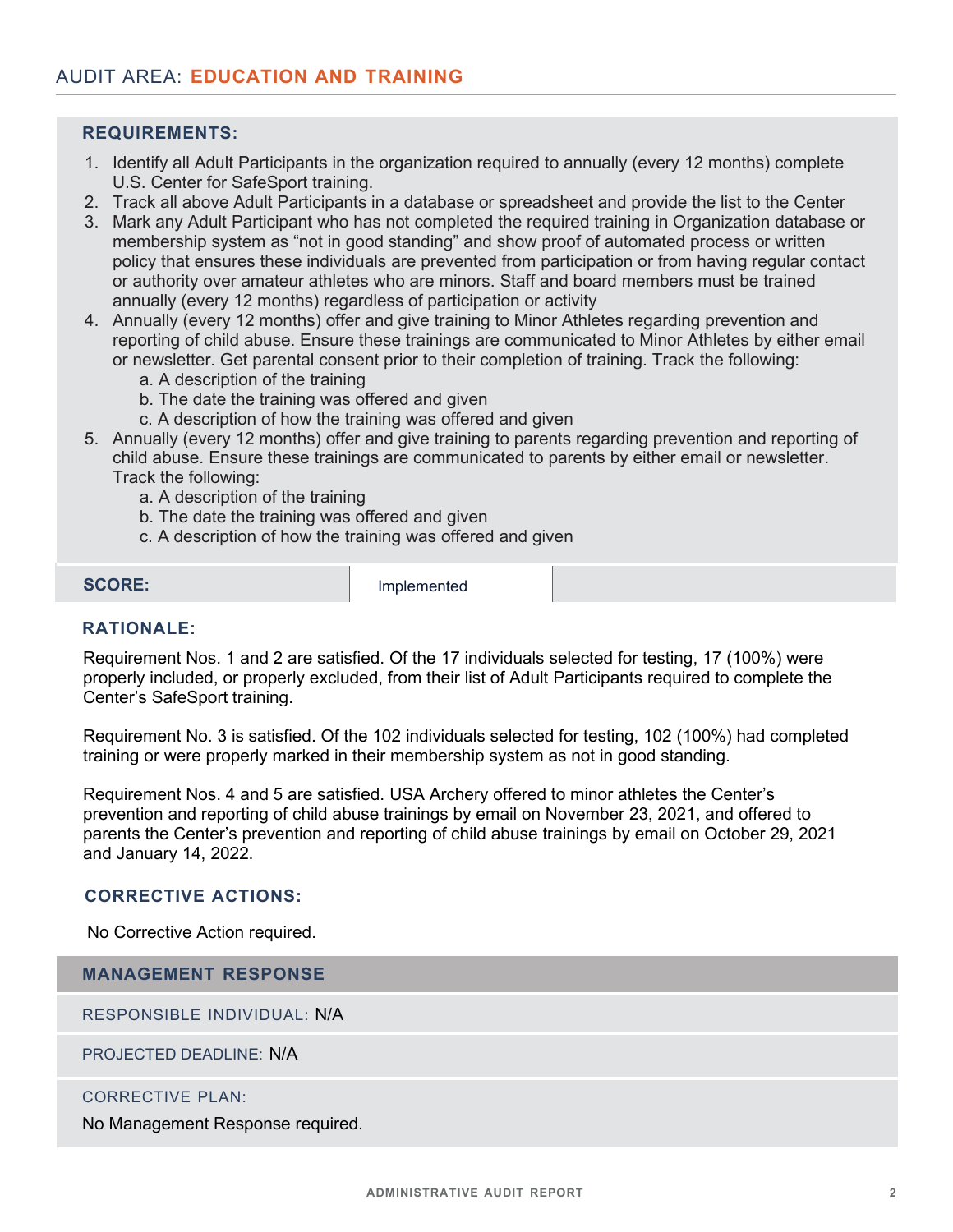## AUDIT AREA: **EDUCATION AND TRAINING**

### REQUIREMENTS:

1. Identify all Adult Participants in the organization required to annually (every 12 months) complete U.S. Center for SafeSport training.
2. Track all above Adult Participants in a database or spreadsheet and provide the list to the Center
3. Mark any Adult Participant who has not completed the required training in Organization database or membership system as "not in good standing" and show proof of automated process or written policy that ensures these individuals are prevented from participation or from having regular contact or authority over amateur athletes who are minors. Staff and board members must be trained annually (every 12 months) regardless of participation or activity
4. Annually (every 12 months) offer and give training to Minor Athletes regarding prevention and reporting of child abuse. Ensure these trainings are communicated to Minor Athletes by either email or newsletter. Get parental consent prior to their completion of training. Track the following:
   a. A description of the training
   b. The date the training was offered and given
   c. A description of how the training was offered and given
5. Annually (every 12 months) offer and give training to parents regarding prevention and reporting of child abuse. Ensure these trainings are communicated to parents by either email or newsletter. Track the following:
   a. A description of the training
   b. The date the training was offered and given
   c. A description of how the training was offered and given

| **SCORE:** | Implemented | |
|---|---|---|

### RATIONALE:

Requirement Nos. 1 and 2 are satisfied. Of the 17 individuals selected for testing, 17 (100%) were properly included, or properly excluded, from their list of Adult Participants required to complete the Center's SafeSport training.

Requirement No. 3 is satisfied. Of the 102 individuals selected for testing, 102 (100%) had completed training or were properly marked in their membership system as not in good standing.

Requirement Nos. 4 and 5 are satisfied. USA Archery offered to minor athletes the Center's prevention and reporting of child abuse trainings by email on November 23, 2021, and offered to parents the Center's prevention and reporting of child abuse trainings by email on October 29, 2021 and January 14, 2022.

### CORRECTIVE ACTIONS:

No Corrective Action required.

### MANAGEMENT RESPONSE

RESPONSIBLE INDIVIDUAL: N/A

PROJECTED DEADLINE: N/A

CORRECTIVE PLAN:

No Management Response required.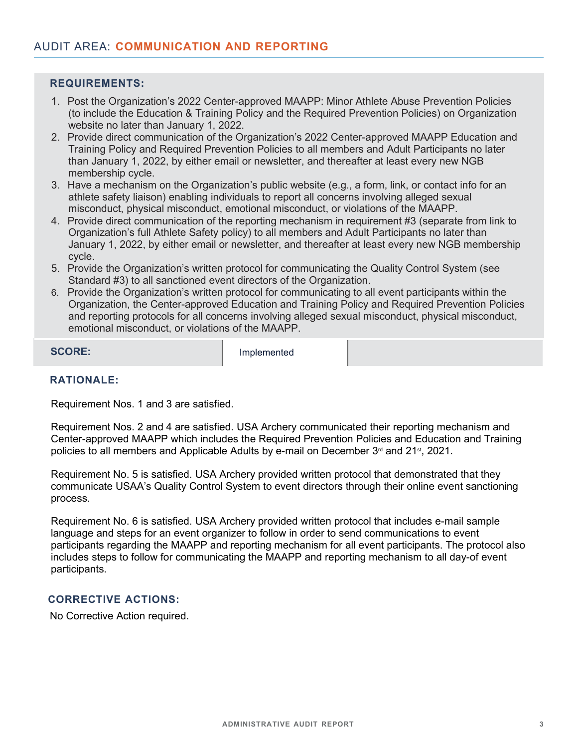## AUDIT AREA: COMMUNICATION AND REPORTING

### REQUIREMENTS:

1. Post the Organization's 2022 Center-approved MAAPP: Minor Athlete Abuse Prevention Policies (to include the Education & Training Policy and the Required Prevention Policies) on Organization website no later than January 1, 2022.
2. Provide direct communication of the Organization's 2022 Center-approved MAAPP Education and Training Policy and Required Prevention Policies to all members and Adult Participants no later than January 1, 2022, by either email or newsletter, and thereafter at least every new NGB membership cycle.
3. Have a mechanism on the Organization's public website (e.g., a form, link, or contact info for an athlete safety liaison) enabling individuals to report all concerns involving alleged sexual misconduct, physical misconduct, emotional misconduct, or violations of the MAAPP.
4. Provide direct communication of the reporting mechanism in requirement #3 (separate from link to Organization's full Athlete Safety policy) to all members and Adult Participants no later than January 1, 2022, by either email or newsletter, and thereafter at least every new NGB membership cycle.
5. Provide the Organization's written protocol for communicating the Quality Control System (see Standard #3) to all sanctioned event directors of the Organization.
6. Provide the Organization's written protocol for communicating to all event participants within the Organization, the Center-approved Education and Training Policy and Required Prevention Policies and reporting protocols for all concerns involving alleged sexual misconduct, physical misconduct, emotional misconduct, or violations of the MAAPP.

| SCORE: | Implemented | |
|---|---|---|

### RATIONALE:

Requirement Nos. 1 and 3 are satisfied.

Requirement Nos. 2 and 4 are satisfied. USA Archery communicated their reporting mechanism and Center-approved MAAPP which includes the Required Prevention Policies and Education and Training policies to all members and Applicable Adults by e-mail on December 3rd and 21st, 2021.

Requirement No. 5 is satisfied. USA Archery provided written protocol that demonstrated that they communicate USAA's Quality Control System to event directors through their online event sanctioning process.

Requirement No. 6 is satisfied. USA Archery provided written protocol that includes e-mail sample language and steps for an event organizer to follow in order to send communications to event participants regarding the MAAPP and reporting mechanism for all event participants. The protocol also includes steps to follow for communicating the MAAPP and reporting mechanism to all day-of event participants.

### CORRECTIVE ACTIONS:

No Corrective Action required.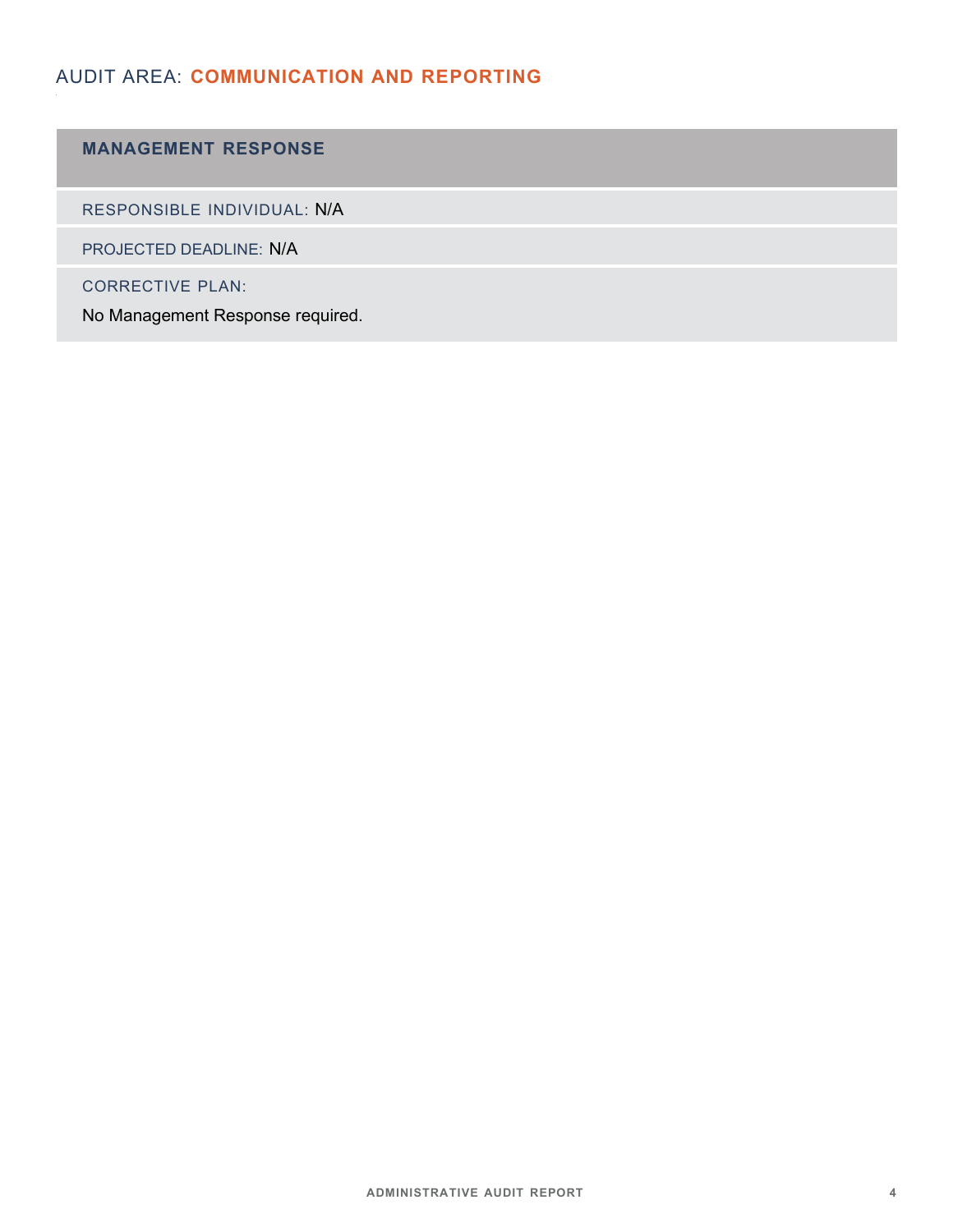## AUDIT AREA: **COMMUNICATION AND REPORTING**

### MANAGEMENT RESPONSE

RESPONSIBLE INDIVIDUAL: N/A

PROJECTED DEADLINE: N/A

CORRECTIVE PLAN:

No Management Response required.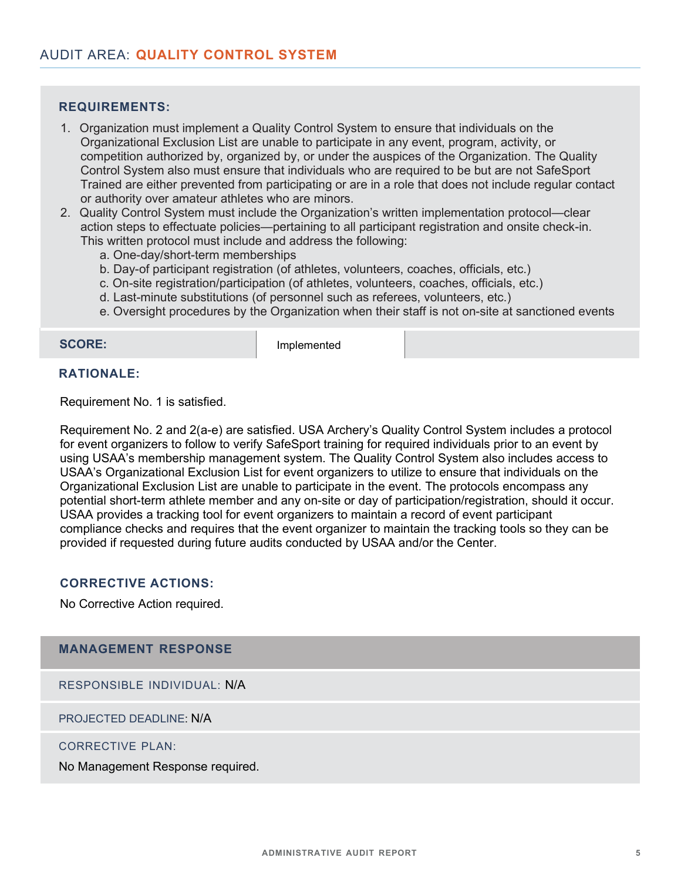## AUDIT AREA: QUALITY CONTROL SYSTEM

### REQUIREMENTS:

1. Organization must implement a Quality Control System to ensure that individuals on the Organizational Exclusion List are unable to participate in any event, program, activity, or competition authorized by, organized by, or under the auspices of the Organization. The Quality Control System also must ensure that individuals who are required to be but are not SafeSport Trained are either prevented from participating or are in a role that does not include regular contact or authority over amateur athletes who are minors.
2. Quality Control System must include the Organization's written implementation protocol—clear action steps to effectuate policies—pertaining to all participant registration and onsite check-in. This written protocol must include and address the following:
   a. One-day/short-term memberships
   b. Day-of participant registration (of athletes, volunteers, coaches, officials, etc.)
   c. On-site registration/participation (of athletes, volunteers, coaches, officials, etc.)
   d. Last-minute substitutions (of personnel such as referees, volunteers, etc.)
   e. Oversight procedures by the Organization when their staff is not on-site at sanctioned events

| SCORE: | Implemented | |
|---|---|---|

### RATIONALE:

Requirement No. 1 is satisfied.

Requirement No. 2 and 2(a-e) are satisfied. USA Archery's Quality Control System includes a protocol for event organizers to follow to verify SafeSport training for required individuals prior to an event by using USAA's membership management system. The Quality Control System also includes access to USAA's Organizational Exclusion List for event organizers to utilize to ensure that individuals on the Organizational Exclusion List are unable to participate in the event. The protocols encompass any potential short-term athlete member and any on-site or day of participation/registration, should it occur. USAA provides a tracking tool for event organizers to maintain a record of event participant compliance checks and requires that the event organizer to maintain the tracking tools so they can be provided if requested during future audits conducted by USAA and/or the Center.

### CORRECTIVE ACTIONS:

No Corrective Action required.

### MANAGEMENT RESPONSE

RESPONSIBLE INDIVIDUAL: N/A

PROJECTED DEADLINE: N/A

CORRECTIVE PLAN:

No Management Response required.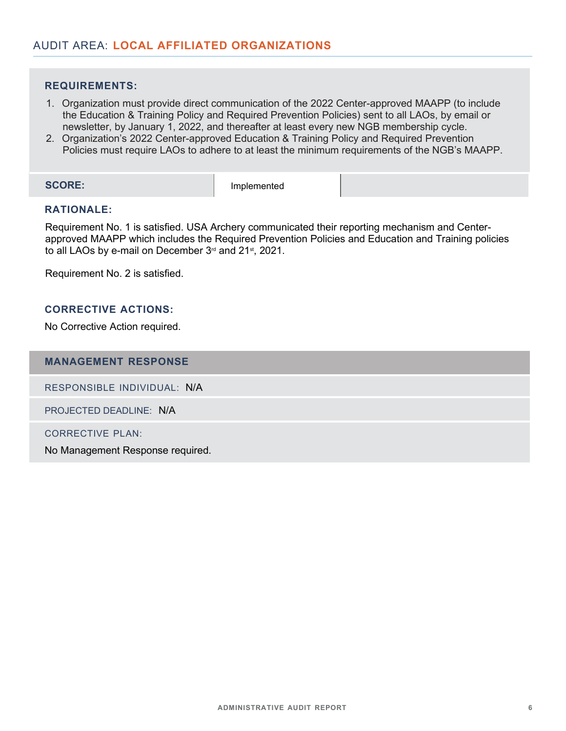## AUDIT AREA: **LOCAL AFFILIATED ORGANIZATIONS**

### REQUIREMENTS:

1. Organization must provide direct communication of the 2022 Center-approved MAAPP (to include the Education & Training Policy and Required Prevention Policies) sent to all LAOs, by email or newsletter, by January 1, 2022, and thereafter at least every new NGB membership cycle.
2. Organization's 2022 Center-approved Education & Training Policy and Required Prevention Policies must require LAOs to adhere to at least the minimum requirements of the NGB's MAAPP.

| **SCORE:** | Implemented | |
|---|---|---|

### RATIONALE:

Requirement No. 1 is satisfied. USA Archery communicated their reporting mechanism and Center-approved MAAPP which includes the Required Prevention Policies and Education and Training policies to all LAOs by e-mail on December 3rd and 21st, 2021.

Requirement No. 2 is satisfied.

### CORRECTIVE ACTIONS:

No Corrective Action required.

### MANAGEMENT RESPONSE

RESPONSIBLE INDIVIDUAL: N/A

PROJECTED DEADLINE: N/A

CORRECTIVE PLAN:

No Management Response required.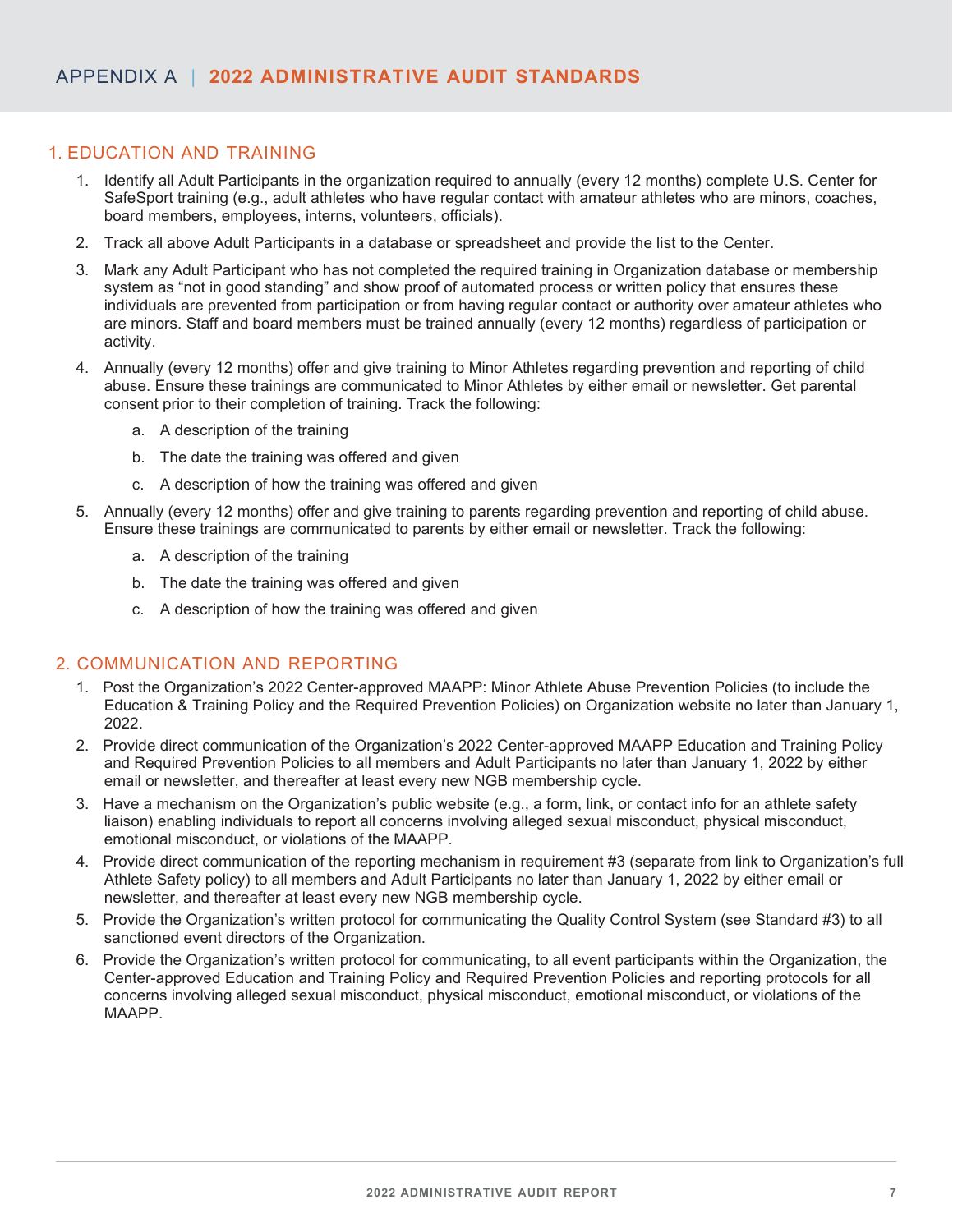# APPENDIX A | 2022 ADMINISTRATIVE AUDIT STANDARDS

## 1. EDUCATION AND TRAINING

1. Identify all Adult Participants in the organization required to annually (every 12 months) complete U.S. Center for SafeSport training (e.g., adult athletes who have regular contact with amateur athletes who are minors, coaches, board members, employees, interns, volunteers, officials).
2. Track all above Adult Participants in a database or spreadsheet and provide the list to the Center.
3. Mark any Adult Participant who has not completed the required training in Organization database or membership system as "not in good standing" and show proof of automated process or written policy that ensures these individuals are prevented from participation or from having regular contact or authority over amateur athletes who are minors. Staff and board members must be trained annually (every 12 months) regardless of participation or activity.
4. Annually (every 12 months) offer and give training to Minor Athletes regarding prevention and reporting of child abuse. Ensure these trainings are communicated to Minor Athletes by either email or newsletter. Get parental consent prior to their completion of training. Track the following:
    a. A description of the training
    b. The date the training was offered and given
    c. A description of how the training was offered and given
5. Annually (every 12 months) offer and give training to parents regarding prevention and reporting of child abuse. Ensure these trainings are communicated to parents by either email or newsletter. Track the following:
    a. A description of the training
    b. The date the training was offered and given
    c. A description of how the training was offered and given

## 2. COMMUNICATION AND REPORTING

1. Post the Organization's 2022 Center-approved MAAPP: Minor Athlete Abuse Prevention Policies (to include the Education & Training Policy and the Required Prevention Policies) on Organization website no later than January 1, 2022.
2. Provide direct communication of the Organization's 2022 Center-approved MAAPP Education and Training Policy and Required Prevention Policies to all members and Adult Participants no later than January 1, 2022 by either email or newsletter, and thereafter at least every new NGB membership cycle.
3. Have a mechanism on the Organization's public website (e.g., a form, link, or contact info for an athlete safety liaison) enabling individuals to report all concerns involving alleged sexual misconduct, physical misconduct, emotional misconduct, or violations of the MAAPP.
4. Provide direct communication of the reporting mechanism in requirement #3 (separate from link to Organization's full Athlete Safety policy) to all members and Adult Participants no later than January 1, 2022 by either email or newsletter, and thereafter at least every new NGB membership cycle.
5. Provide the Organization's written protocol for communicating the Quality Control System (see Standard #3) to all sanctioned event directors of the Organization.
6. Provide the Organization's written protocol for communicating, to all event participants within the Organization, the Center-approved Education and Training Policy and Required Prevention Policies and reporting protocols for all concerns involving alleged sexual misconduct, physical misconduct, emotional misconduct, or violations of the MAAPP.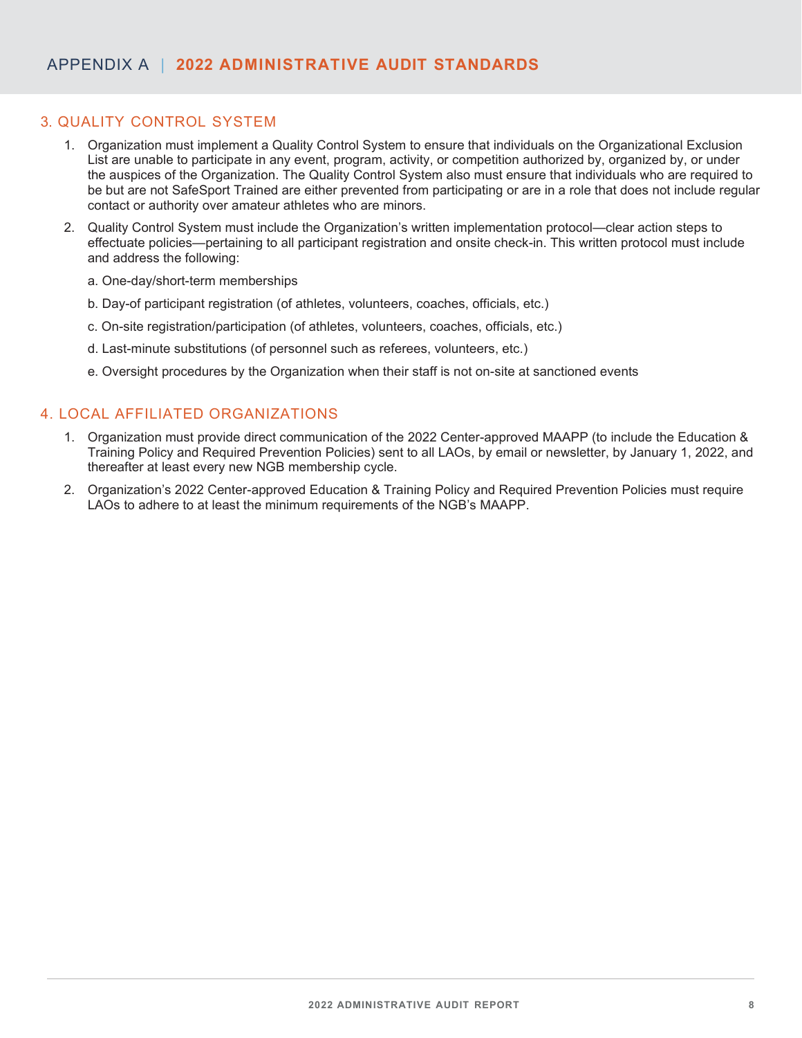# APPENDIX A | 2022 ADMINISTRATIVE AUDIT STANDARDS

## 3. QUALITY CONTROL SYSTEM

1. Organization must implement a Quality Control System to ensure that individuals on the Organizational Exclusion List are unable to participate in any event, program, activity, or competition authorized by, organized by, or under the auspices of the Organization. The Quality Control System also must ensure that individuals who are required to be but are not SafeSport Trained are either prevented from participating or are in a role that does not include regular contact or authority over amateur athletes who are minors.
2. Quality Control System must include the Organization's written implementation protocol—clear action steps to effectuate policies—pertaining to all participant registration and onsite check-in. This written protocol must include and address the following:

   a. One-day/short-term memberships

   b. Day-of participant registration (of athletes, volunteers, coaches, officials, etc.)

   c. On-site registration/participation (of athletes, volunteers, coaches, officials, etc.)

   d. Last-minute substitutions (of personnel such as referees, volunteers, etc.)

   e. Oversight procedures by the Organization when their staff is not on-site at sanctioned events

## 4. LOCAL AFFILIATED ORGANIZATIONS

1. Organization must provide direct communication of the 2022 Center-approved MAAPP (to include the Education & Training Policy and Required Prevention Policies) sent to all LAOs, by email or newsletter, by January 1, 2022, and thereafter at least every new NGB membership cycle.
2. Organization's 2022 Center-approved Education & Training Policy and Required Prevention Policies must require LAOs to adhere to at least the minimum requirements of the NGB's MAAPP.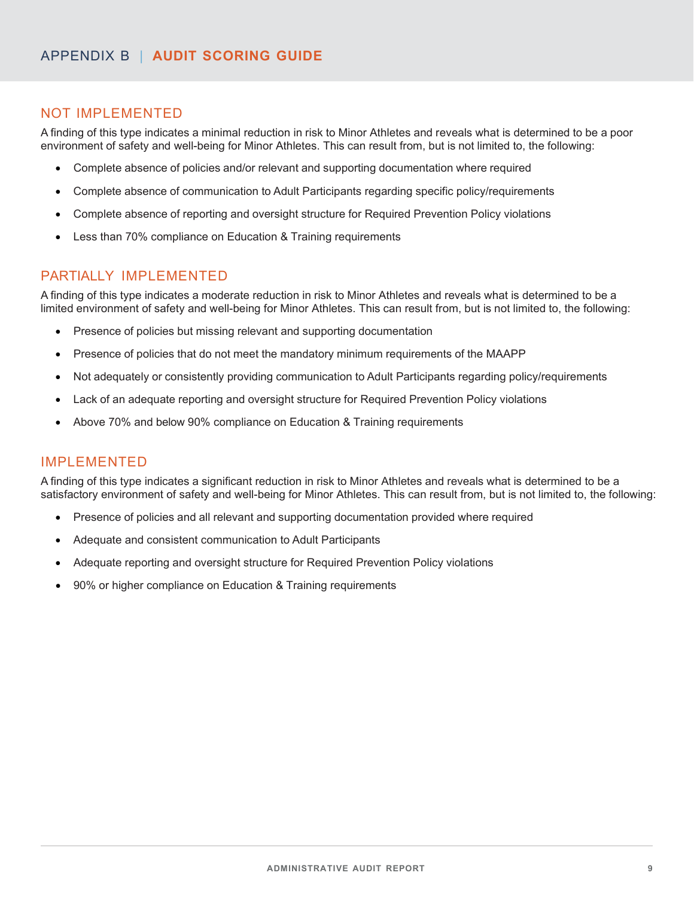# APPENDIX B | AUDIT SCORING GUIDE

## NOT IMPLEMENTED

A finding of this type indicates a minimal reduction in risk to Minor Athletes and reveals what is determined to be a poor environment of safety and well-being for Minor Athletes. This can result from, but is not limited to, the following:

- Complete absence of policies and/or relevant and supporting documentation where required
- Complete absence of communication to Adult Participants regarding specific policy/requirements
- Complete absence of reporting and oversight structure for Required Prevention Policy violations
- Less than 70% compliance on Education & Training requirements

## PARTIALLY IMPLEMENTED

A finding of this type indicates a moderate reduction in risk to Minor Athletes and reveals what is determined to be a limited environment of safety and well-being for Minor Athletes. This can result from, but is not limited to, the following:

- Presence of policies but missing relevant and supporting documentation
- Presence of policies that do not meet the mandatory minimum requirements of the MAAPP
- Not adequately or consistently providing communication to Adult Participants regarding policy/requirements
- Lack of an adequate reporting and oversight structure for Required Prevention Policy violations
- Above 70% and below 90% compliance on Education & Training requirements

## IMPLEMENTED

A finding of this type indicates a significant reduction in risk to Minor Athletes and reveals what is determined to be a satisfactory environment of safety and well-being for Minor Athletes. This can result from, but is not limited to, the following:

- Presence of policies and all relevant and supporting documentation provided where required
- Adequate and consistent communication to Adult Participants
- Adequate reporting and oversight structure for Required Prevention Policy violations
- 90% or higher compliance on Education & Training requirements